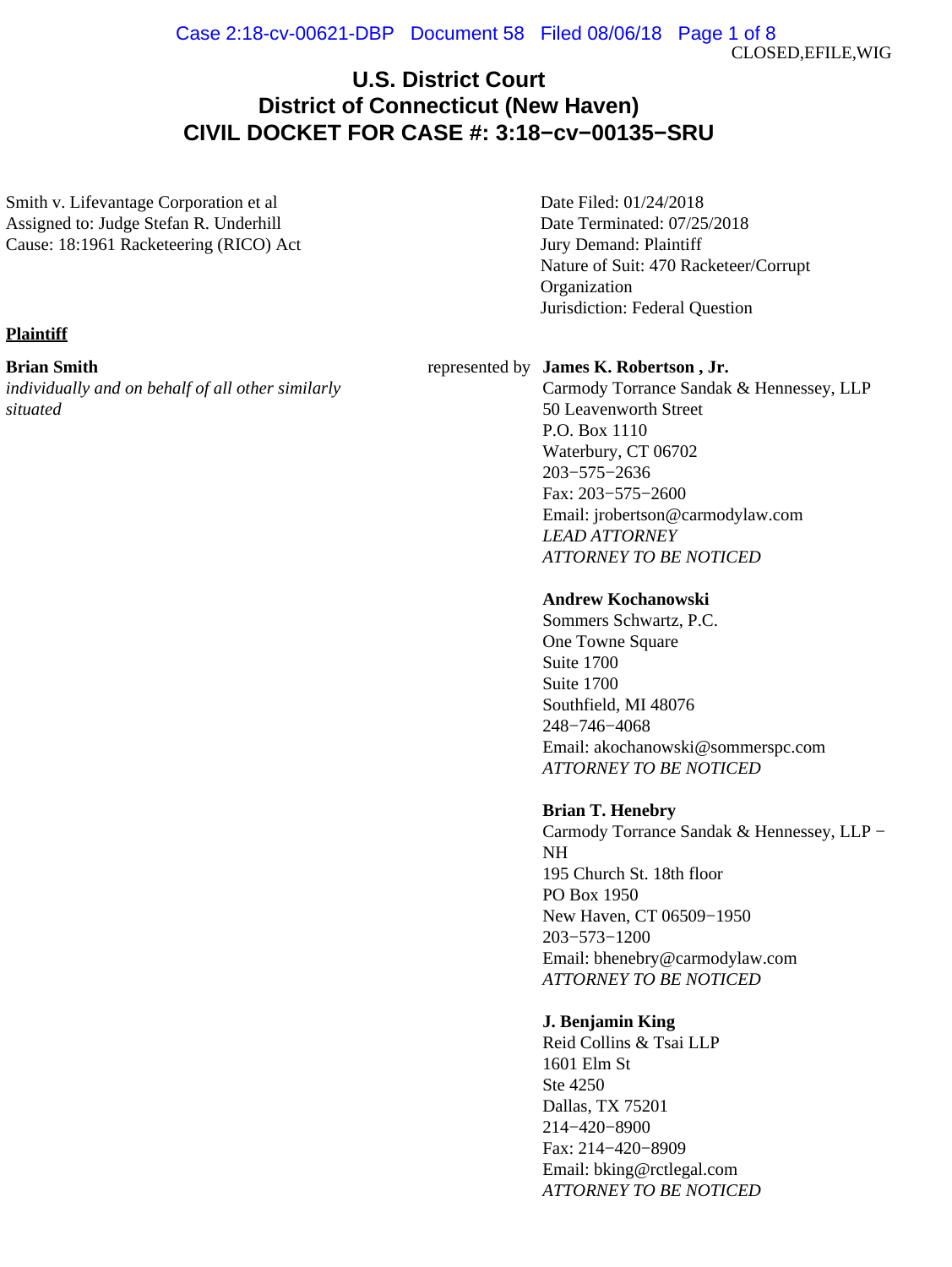CLOSED,EFILE,WIG

# U.S. District Court
# District of Connecticut (New Haven)
# CIVIL DOCKET FOR CASE #: 3:18−cv−00135−SRU

Smith v. Lifevantage Corporation et al
Assigned to: Judge Stefan R. Underhill
Cause: 18:1961 Racketeering (RICO) Act

Date Filed: 01/24/2018
Date Terminated: 07/25/2018
Jury Demand: Plaintiff
Nature of Suit: 470 Racketeer/Corrupt Organization
Jurisdiction: Federal Question

**Plaintiff**

**Brian Smith**
*individually and on behalf of all other similarly situated*

represented by

**James K. Robertson , Jr.**
Carmody Torrance Sandak & Hennessey, LLP
50 Leavenworth Street
P.O. Box 1110
Waterbury, CT 06702
203−575−2636
Fax: 203−575−2600
Email: jrobertson@carmodylaw.com
*LEAD ATTORNEY*
*ATTORNEY TO BE NOTICED*

**Andrew Kochanowski**
Sommers Schwartz, P.C.
One Towne Square
Suite 1700
Suite 1700
Southfield, MI 48076
248−746−4068
Email: akochanowski@sommerspc.com
*ATTORNEY TO BE NOTICED*

**Brian T. Henebry**
Carmody Torrance Sandak & Hennessey, LLP − NH
195 Church St. 18th floor
PO Box 1950
New Haven, CT 06509−1950
203−573−1200
Email: bhenebry@carmodylaw.com
*ATTORNEY TO BE NOTICED*

**J. Benjamin King**
Reid Collins & Tsai LLP
1601 Elm St
Ste 4250
Dallas, TX 75201
214−420−8900
Fax: 214−420−8909
Email: bking@rctlegal.com
*ATTORNEY TO BE NOTICED*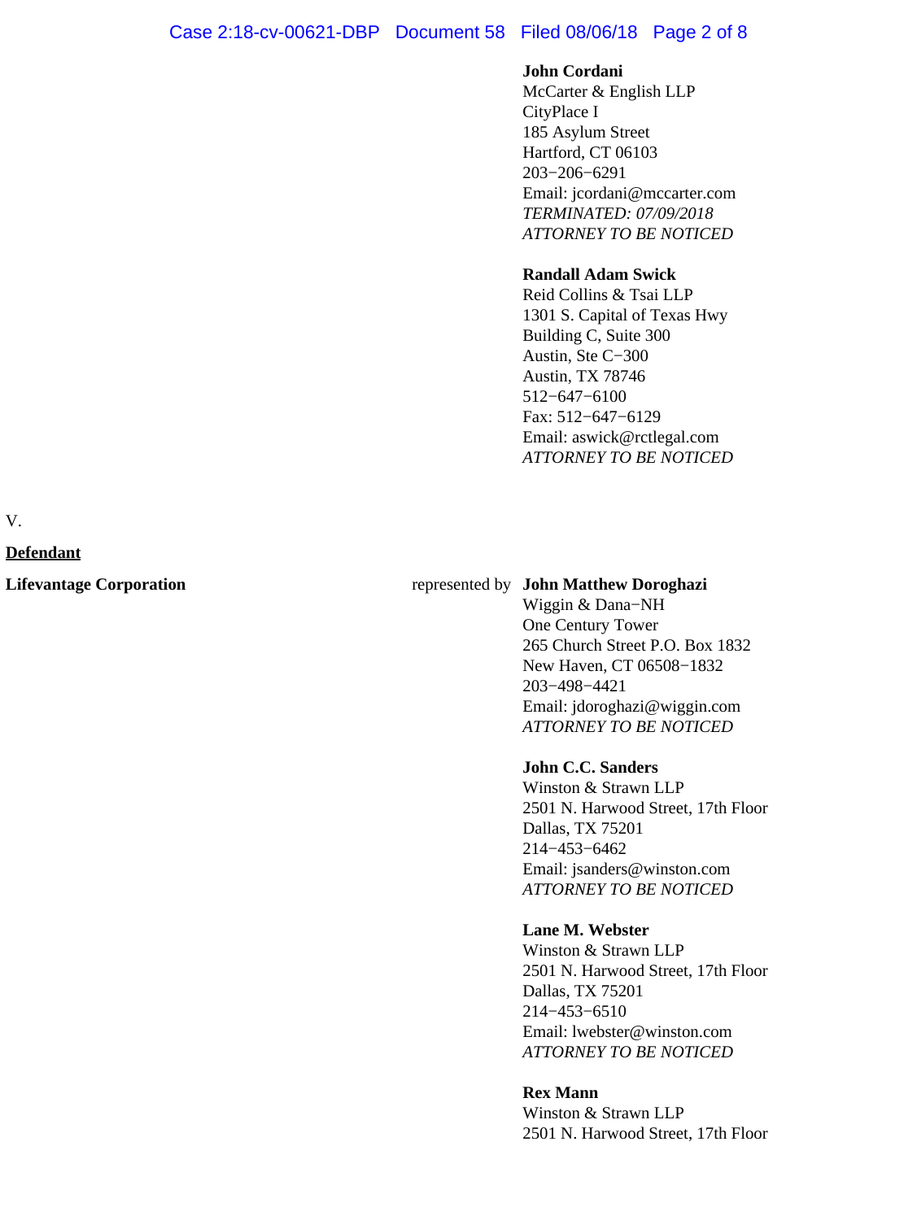**John Cordani**
McCarter & English LLP
CityPlace I
185 Asylum Street
Hartford, CT 06103
203−206−6291
Email: jcordani@mccarter.com
*TERMINATED: 07/09/2018*
*ATTORNEY TO BE NOTICED*

**Randall Adam Swick**
Reid Collins & Tsai LLP
1301 S. Capital of Texas Hwy
Building C, Suite 300
Austin, Ste C−300
Austin, TX 78746
512−647−6100
Fax: 512−647−6129
Email: aswick@rctlegal.com
*ATTORNEY TO BE NOTICED*

V.

**Defendant**

**Lifevantage Corporation** represented by

**John Matthew Doroghazi**
Wiggin & Dana−NH
One Century Tower
265 Church Street P.O. Box 1832
New Haven, CT 06508−1832
203−498−4421
Email: jdoroghazi@wiggin.com
*ATTORNEY TO BE NOTICED*

**John C.C. Sanders**
Winston & Strawn LLP
2501 N. Harwood Street, 17th Floor
Dallas, TX 75201
214−453−6462
Email: jsanders@winston.com
*ATTORNEY TO BE NOTICED*

**Lane M. Webster**
Winston & Strawn LLP
2501 N. Harwood Street, 17th Floor
Dallas, TX 75201
214−453−6510
Email: lwebster@winston.com
*ATTORNEY TO BE NOTICED*

**Rex Mann**
Winston & Strawn LLP
2501 N. Harwood Street, 17th Floor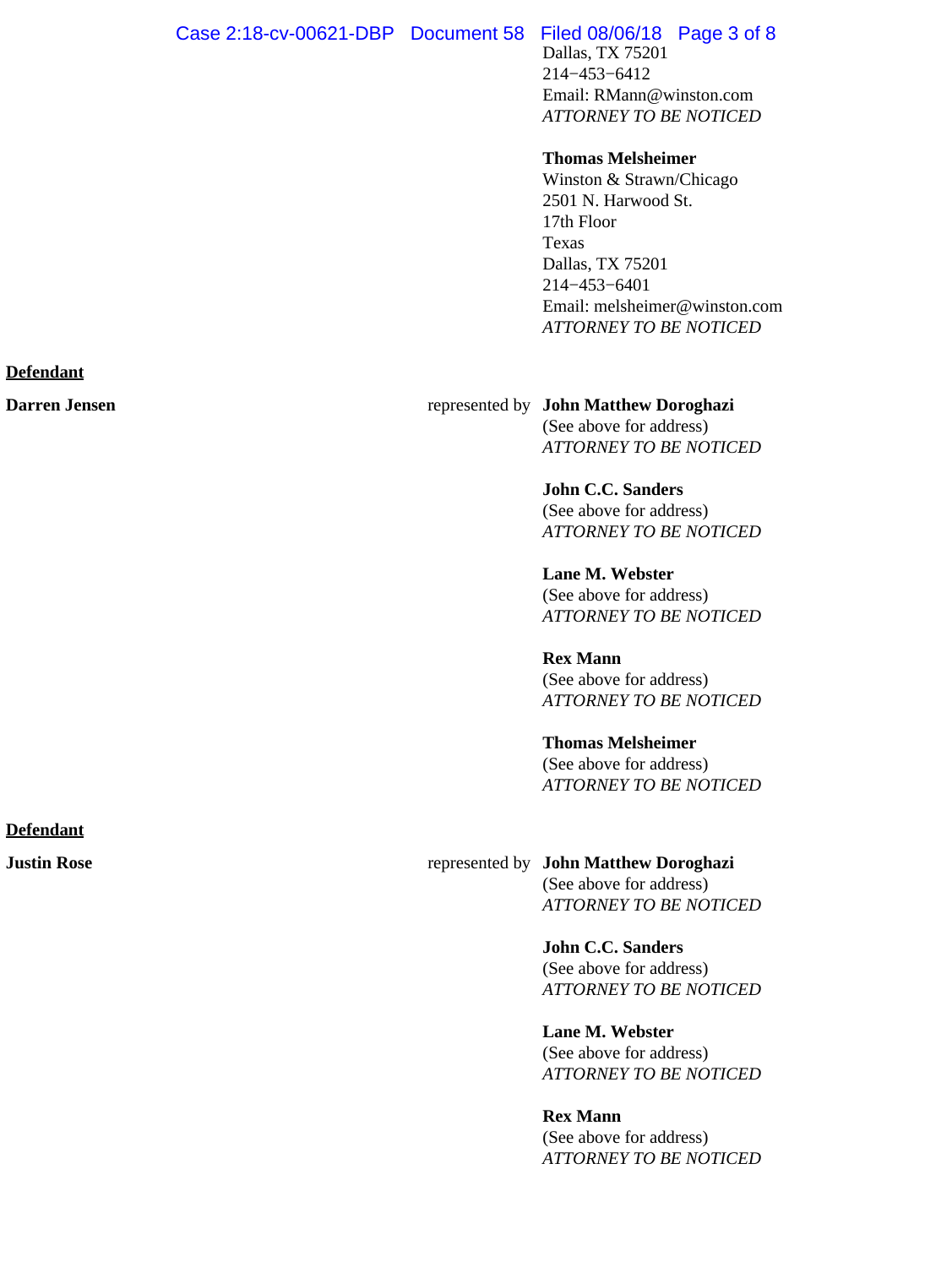Dallas, TX 75201
214−453−6412
Email: RMann@winston.com
*ATTORNEY TO BE NOTICED*

**Thomas Melsheimer**
Winston & Strawn/Chicago
2501 N. Harwood St.
17th Floor
Texas
Dallas, TX 75201
214−453−6401
Email: melsheimer@winston.com
*ATTORNEY TO BE NOTICED*

**Defendant**

**Darren Jensen** represented by **John Matthew Doroghazi**
(See above for address)
*ATTORNEY TO BE NOTICED*

**John C.C. Sanders**
(See above for address)
*ATTORNEY TO BE NOTICED*

**Lane M. Webster**
(See above for address)
*ATTORNEY TO BE NOTICED*

**Rex Mann**
(See above for address)
*ATTORNEY TO BE NOTICED*

**Thomas Melsheimer**
(See above for address)
*ATTORNEY TO BE NOTICED*

**Defendant**

**Justin Rose** represented by **John Matthew Doroghazi**
(See above for address)
*ATTORNEY TO BE NOTICED*

**John C.C. Sanders**
(See above for address)
*ATTORNEY TO BE NOTICED*

**Lane M. Webster**
(See above for address)
*ATTORNEY TO BE NOTICED*

**Rex Mann**
(See above for address)
*ATTORNEY TO BE NOTICED*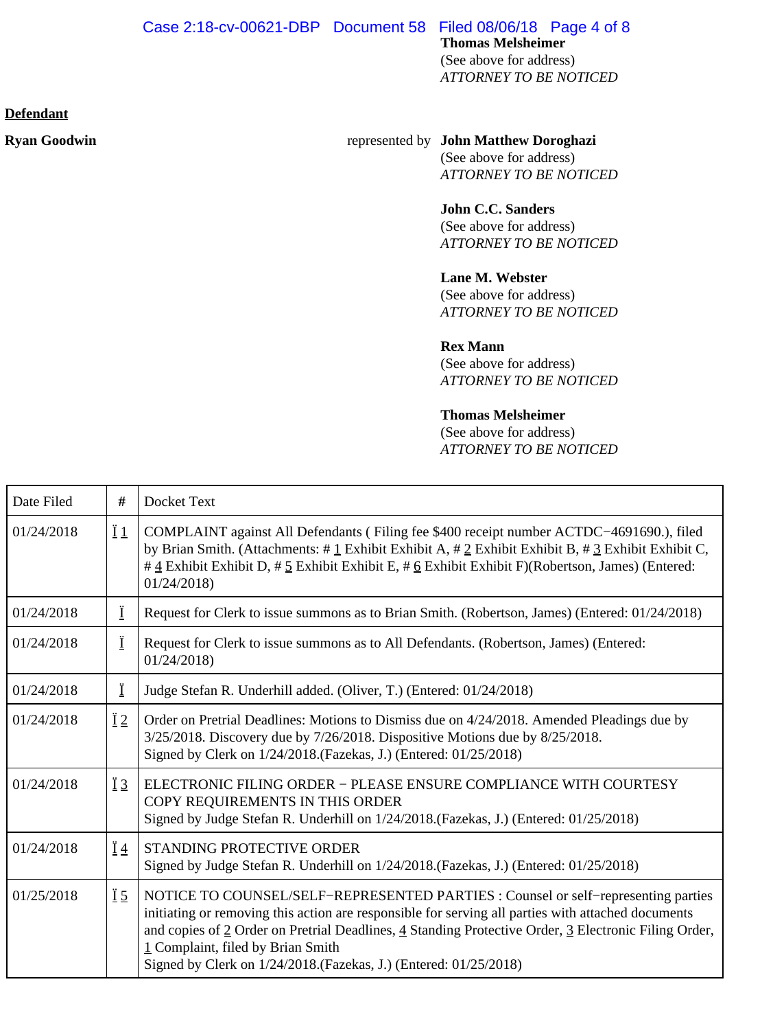**Thomas Melsheimer**
(See above for address)
*ATTORNEY TO BE NOTICED*

**Defendant**

**Ryan Goodwin** represented by **John Matthew Doroghazi**
(See above for address)
*ATTORNEY TO BE NOTICED*

**John C.C. Sanders**
(See above for address)
*ATTORNEY TO BE NOTICED*

**Lane M. Webster**
(See above for address)
*ATTORNEY TO BE NOTICED*

**Rex Mann**
(See above for address)
*ATTORNEY TO BE NOTICED*

**Thomas Melsheimer**
(See above for address)
*ATTORNEY TO BE NOTICED*

| Date Filed | # | Docket Text |
|---|---|---|
| 01/24/2018 | 1 | COMPLAINT against All Defendants ( Filing fee $400 receipt number ACTDC−4691690.), filed by Brian Smith. (Attachments: # 1 Exhibit Exhibit A, # 2 Exhibit Exhibit B, # 3 Exhibit Exhibit C, # 4 Exhibit Exhibit D, # 5 Exhibit Exhibit E, # 6 Exhibit Exhibit F)(Robertson, James) (Entered: 01/24/2018) |
| 01/24/2018 | | Request for Clerk to issue summons as to Brian Smith. (Robertson, James) (Entered: 01/24/2018) |
| 01/24/2018 | | Request for Clerk to issue summons as to All Defendants. (Robertson, James) (Entered: 01/24/2018) |
| 01/24/2018 | | Judge Stefan R. Underhill added. (Oliver, T.) (Entered: 01/24/2018) |
| 01/24/2018 | 2 | Order on Pretrial Deadlines: Motions to Dismiss due on 4/24/2018. Amended Pleadings due by 3/25/2018. Discovery due by 7/26/2018. Dispositive Motions due by 8/25/2018. Signed by Clerk on 1/24/2018.(Fazekas, J.) (Entered: 01/25/2018) |
| 01/24/2018 | 3 | ELECTRONIC FILING ORDER − PLEASE ENSURE COMPLIANCE WITH COURTESY COPY REQUIREMENTS IN THIS ORDER Signed by Judge Stefan R. Underhill on 1/24/2018.(Fazekas, J.) (Entered: 01/25/2018) |
| 01/24/2018 | 4 | STANDING PROTECTIVE ORDER Signed by Judge Stefan R. Underhill on 1/24/2018.(Fazekas, J.) (Entered: 01/25/2018) |
| 01/25/2018 | 5 | NOTICE TO COUNSEL/SELF−REPRESENTED PARTIES : Counsel or self−representing parties initiating or removing this action are responsible for serving all parties with attached documents and copies of 2 Order on Pretrial Deadlines, 4 Standing Protective Order, 3 Electronic Filing Order, 1 Complaint, filed by Brian Smith Signed by Clerk on 1/24/2018.(Fazekas, J.) (Entered: 01/25/2018) |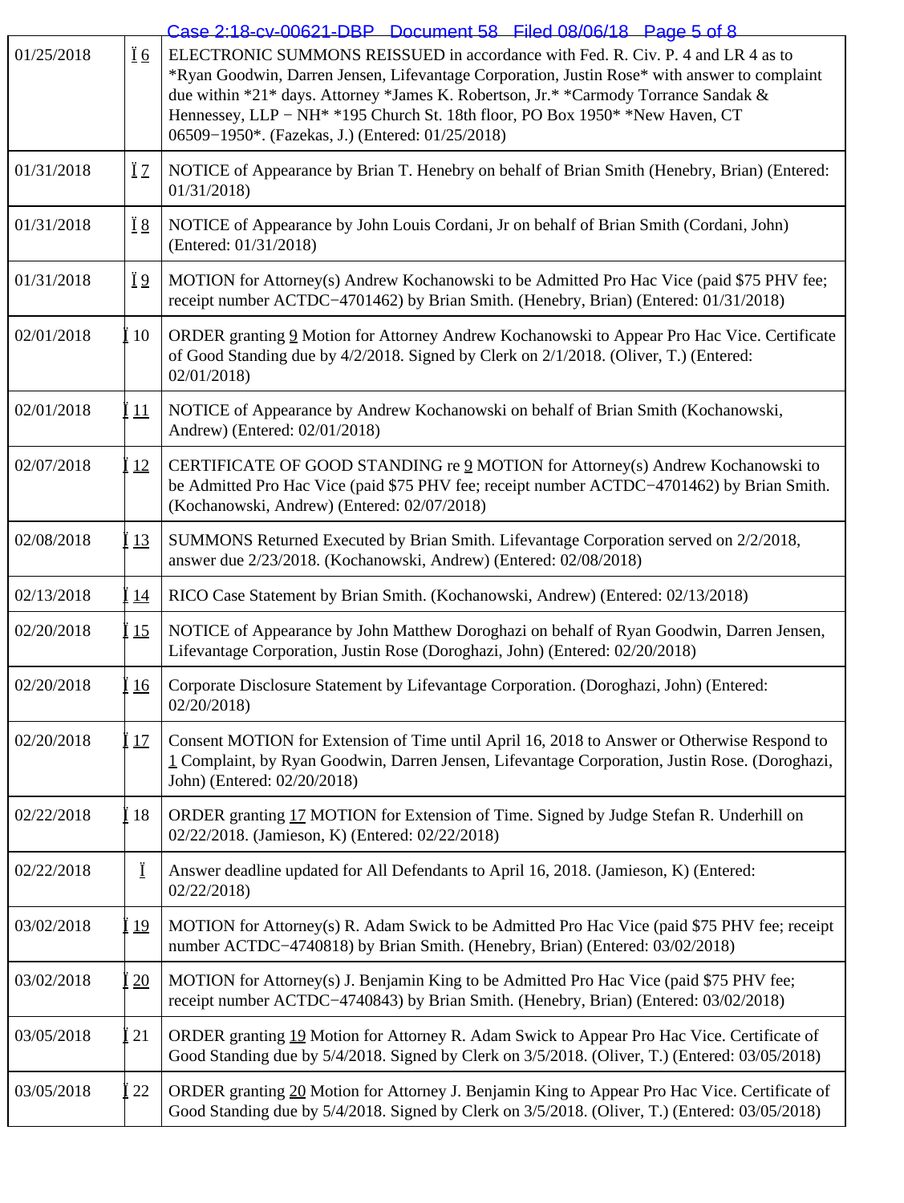| | | |
|---|---|---|
| 01/25/2018 | 6 | ELECTRONIC SUMMONS REISSUED in accordance with Fed. R. Civ. P. 4 and LR 4 as to *Ryan Goodwin, Darren Jensen, Lifevantage Corporation, Justin Rose* with answer to complaint due within *21* days. Attorney *James K. Robertson, Jr.* *Carmody Torrance Sandak & Hennessey, LLP − NH* *195 Church St. 18th floor, PO Box 1950* *New Haven, CT 06509−1950*. (Fazekas, J.) (Entered: 01/25/2018) |
| 01/31/2018 | 7 | NOTICE of Appearance by Brian T. Henebry on behalf of Brian Smith (Henebry, Brian) (Entered: 01/31/2018) |
| 01/31/2018 | 8 | NOTICE of Appearance by John Louis Cordani, Jr on behalf of Brian Smith (Cordani, John) (Entered: 01/31/2018) |
| 01/31/2018 | 9 | MOTION for Attorney(s) Andrew Kochanowski to be Admitted Pro Hac Vice (paid $75 PHV fee; receipt number ACTDC−4701462) by Brian Smith. (Henebry, Brian) (Entered: 01/31/2018) |
| 02/01/2018 | 10 | ORDER granting 9 Motion for Attorney Andrew Kochanowski to Appear Pro Hac Vice. Certificate of Good Standing due by 4/2/2018. Signed by Clerk on 2/1/2018. (Oliver, T.) (Entered: 02/01/2018) |
| 02/01/2018 | 11 | NOTICE of Appearance by Andrew Kochanowski on behalf of Brian Smith (Kochanowski, Andrew) (Entered: 02/01/2018) |
| 02/07/2018 | 12 | CERTIFICATE OF GOOD STANDING re 9 MOTION for Attorney(s) Andrew Kochanowski to be Admitted Pro Hac Vice (paid $75 PHV fee; receipt number ACTDC−4701462) by Brian Smith. (Kochanowski, Andrew) (Entered: 02/07/2018) |
| 02/08/2018 | 13 | SUMMONS Returned Executed by Brian Smith. Lifevantage Corporation served on 2/2/2018, answer due 2/23/2018. (Kochanowski, Andrew) (Entered: 02/08/2018) |
| 02/13/2018 | 14 | RICO Case Statement by Brian Smith. (Kochanowski, Andrew) (Entered: 02/13/2018) |
| 02/20/2018 | 15 | NOTICE of Appearance by John Matthew Doroghazi on behalf of Ryan Goodwin, Darren Jensen, Lifevantage Corporation, Justin Rose (Doroghazi, John) (Entered: 02/20/2018) |
| 02/20/2018 | 16 | Corporate Disclosure Statement by Lifevantage Corporation. (Doroghazi, John) (Entered: 02/20/2018) |
| 02/20/2018 | 17 | Consent MOTION for Extension of Time until April 16, 2018 to Answer or Otherwise Respond to 1 Complaint, by Ryan Goodwin, Darren Jensen, Lifevantage Corporation, Justin Rose. (Doroghazi, John) (Entered: 02/20/2018) |
| 02/22/2018 | 18 | ORDER granting 17 MOTION for Extension of Time. Signed by Judge Stefan R. Underhill on 02/22/2018. (Jamieson, K) (Entered: 02/22/2018) |
| 02/22/2018 | | Answer deadline updated for All Defendants to April 16, 2018. (Jamieson, K) (Entered: 02/22/2018) |
| 03/02/2018 | 19 | MOTION for Attorney(s) R. Adam Swick to be Admitted Pro Hac Vice (paid $75 PHV fee; receipt number ACTDC−4740818) by Brian Smith. (Henebry, Brian) (Entered: 03/02/2018) |
| 03/02/2018 | 20 | MOTION for Attorney(s) J. Benjamin King to be Admitted Pro Hac Vice (paid $75 PHV fee; receipt number ACTDC−4740843) by Brian Smith. (Henebry, Brian) (Entered: 03/02/2018) |
| 03/05/2018 | 21 | ORDER granting 19 Motion for Attorney R. Adam Swick to Appear Pro Hac Vice. Certificate of Good Standing due by 5/4/2018. Signed by Clerk on 3/5/2018. (Oliver, T.) (Entered: 03/05/2018) |
| 03/05/2018 | 22 | ORDER granting 20 Motion for Attorney J. Benjamin King to Appear Pro Hac Vice. Certificate of Good Standing due by 5/4/2018. Signed by Clerk on 3/5/2018. (Oliver, T.) (Entered: 03/05/2018) |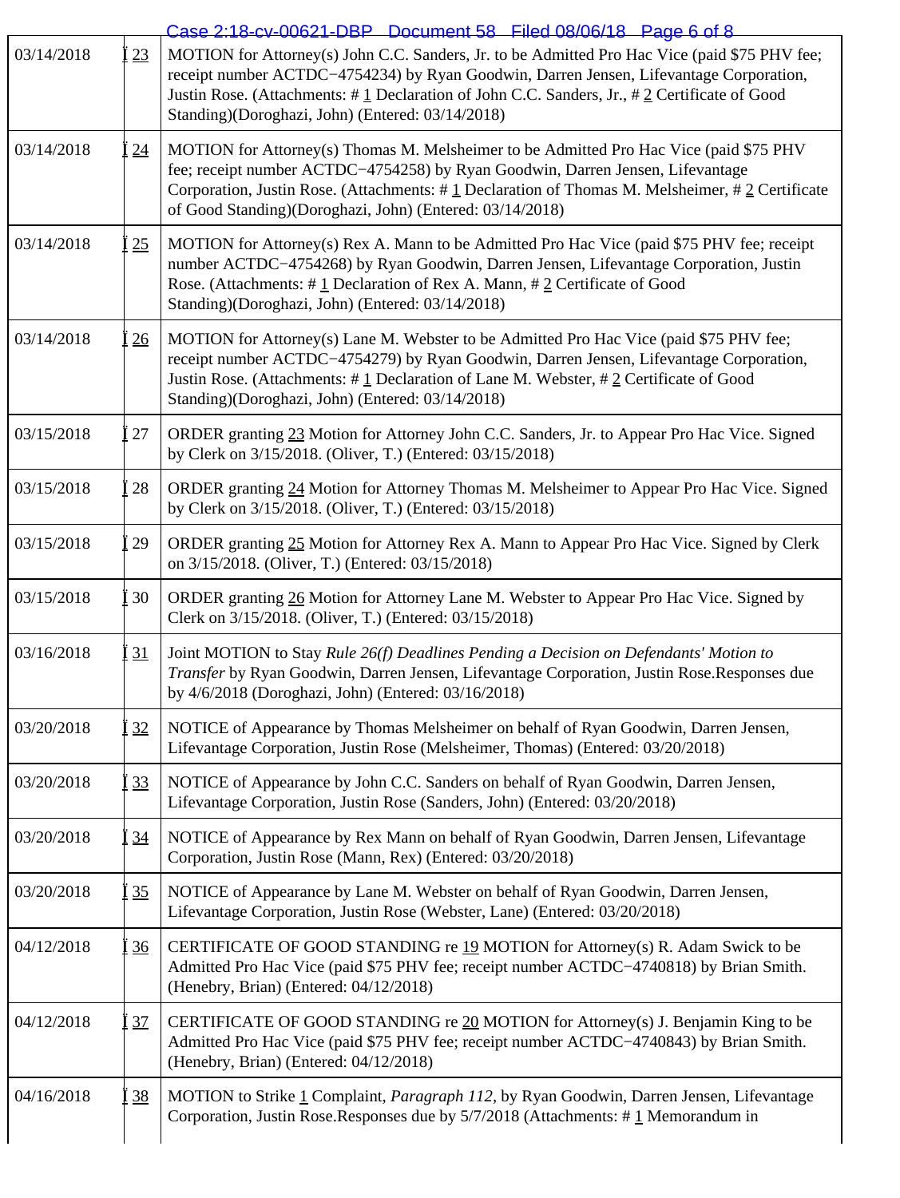| | | |
|---|---|---|
| 03/14/2018 | 23 | MOTION for Attorney(s) John C.C. Sanders, Jr. to be Admitted Pro Hac Vice (paid $75 PHV fee; receipt number ACTDC−4754234) by Ryan Goodwin, Darren Jensen, Lifevantage Corporation, Justin Rose. (Attachments: # 1 Declaration of John C.C. Sanders, Jr., # 2 Certificate of Good Standing)(Doroghazi, John) (Entered: 03/14/2018) |
| 03/14/2018 | 24 | MOTION for Attorney(s) Thomas M. Melsheimer to be Admitted Pro Hac Vice (paid $75 PHV fee; receipt number ACTDC−4754258) by Ryan Goodwin, Darren Jensen, Lifevantage Corporation, Justin Rose. (Attachments: # 1 Declaration of Thomas M. Melsheimer, # 2 Certificate of Good Standing)(Doroghazi, John) (Entered: 03/14/2018) |
| 03/14/2018 | 25 | MOTION for Attorney(s) Rex A. Mann to be Admitted Pro Hac Vice (paid $75 PHV fee; receipt number ACTDC−4754268) by Ryan Goodwin, Darren Jensen, Lifevantage Corporation, Justin Rose. (Attachments: # 1 Declaration of Rex A. Mann, # 2 Certificate of Good Standing)(Doroghazi, John) (Entered: 03/14/2018) |
| 03/14/2018 | 26 | MOTION for Attorney(s) Lane M. Webster to be Admitted Pro Hac Vice (paid $75 PHV fee; receipt number ACTDC−4754279) by Ryan Goodwin, Darren Jensen, Lifevantage Corporation, Justin Rose. (Attachments: # 1 Declaration of Lane M. Webster, # 2 Certificate of Good Standing)(Doroghazi, John) (Entered: 03/14/2018) |
| 03/15/2018 | 27 | ORDER granting 23 Motion for Attorney John C.C. Sanders, Jr. to Appear Pro Hac Vice. Signed by Clerk on 3/15/2018. (Oliver, T.) (Entered: 03/15/2018) |
| 03/15/2018 | 28 | ORDER granting 24 Motion for Attorney Thomas M. Melsheimer to Appear Pro Hac Vice. Signed by Clerk on 3/15/2018. (Oliver, T.) (Entered: 03/15/2018) |
| 03/15/2018 | 29 | ORDER granting 25 Motion for Attorney Rex A. Mann to Appear Pro Hac Vice. Signed by Clerk on 3/15/2018. (Oliver, T.) (Entered: 03/15/2018) |
| 03/15/2018 | 30 | ORDER granting 26 Motion for Attorney Lane M. Webster to Appear Pro Hac Vice. Signed by Clerk on 3/15/2018. (Oliver, T.) (Entered: 03/15/2018) |
| 03/16/2018 | 31 | Joint MOTION to Stay *Rule 26(f) Deadlines Pending a Decision on Defendants' Motion to Transfer* by Ryan Goodwin, Darren Jensen, Lifevantage Corporation, Justin Rose.Responses due by 4/6/2018 (Doroghazi, John) (Entered: 03/16/2018) |
| 03/20/2018 | 32 | NOTICE of Appearance by Thomas Melsheimer on behalf of Ryan Goodwin, Darren Jensen, Lifevantage Corporation, Justin Rose (Melsheimer, Thomas) (Entered: 03/20/2018) |
| 03/20/2018 | 33 | NOTICE of Appearance by John C.C. Sanders on behalf of Ryan Goodwin, Darren Jensen, Lifevantage Corporation, Justin Rose (Sanders, John) (Entered: 03/20/2018) |
| 03/20/2018 | 34 | NOTICE of Appearance by Rex Mann on behalf of Ryan Goodwin, Darren Jensen, Lifevantage Corporation, Justin Rose (Mann, Rex) (Entered: 03/20/2018) |
| 03/20/2018 | 35 | NOTICE of Appearance by Lane M. Webster on behalf of Ryan Goodwin, Darren Jensen, Lifevantage Corporation, Justin Rose (Webster, Lane) (Entered: 03/20/2018) |
| 04/12/2018 | 36 | CERTIFICATE OF GOOD STANDING re 19 MOTION for Attorney(s) R. Adam Swick to be Admitted Pro Hac Vice (paid $75 PHV fee; receipt number ACTDC−4740818) by Brian Smith. (Henebry, Brian) (Entered: 04/12/2018) |
| 04/12/2018 | 37 | CERTIFICATE OF GOOD STANDING re 20 MOTION for Attorney(s) J. Benjamin King to be Admitted Pro Hac Vice (paid $75 PHV fee; receipt number ACTDC−4740843) by Brian Smith. (Henebry, Brian) (Entered: 04/12/2018) |
| 04/16/2018 | 38 | MOTION to Strike 1 Complaint, *Paragraph 112*, by Ryan Goodwin, Darren Jensen, Lifevantage Corporation, Justin Rose.Responses due by 5/7/2018 (Attachments: # 1 Memorandum in |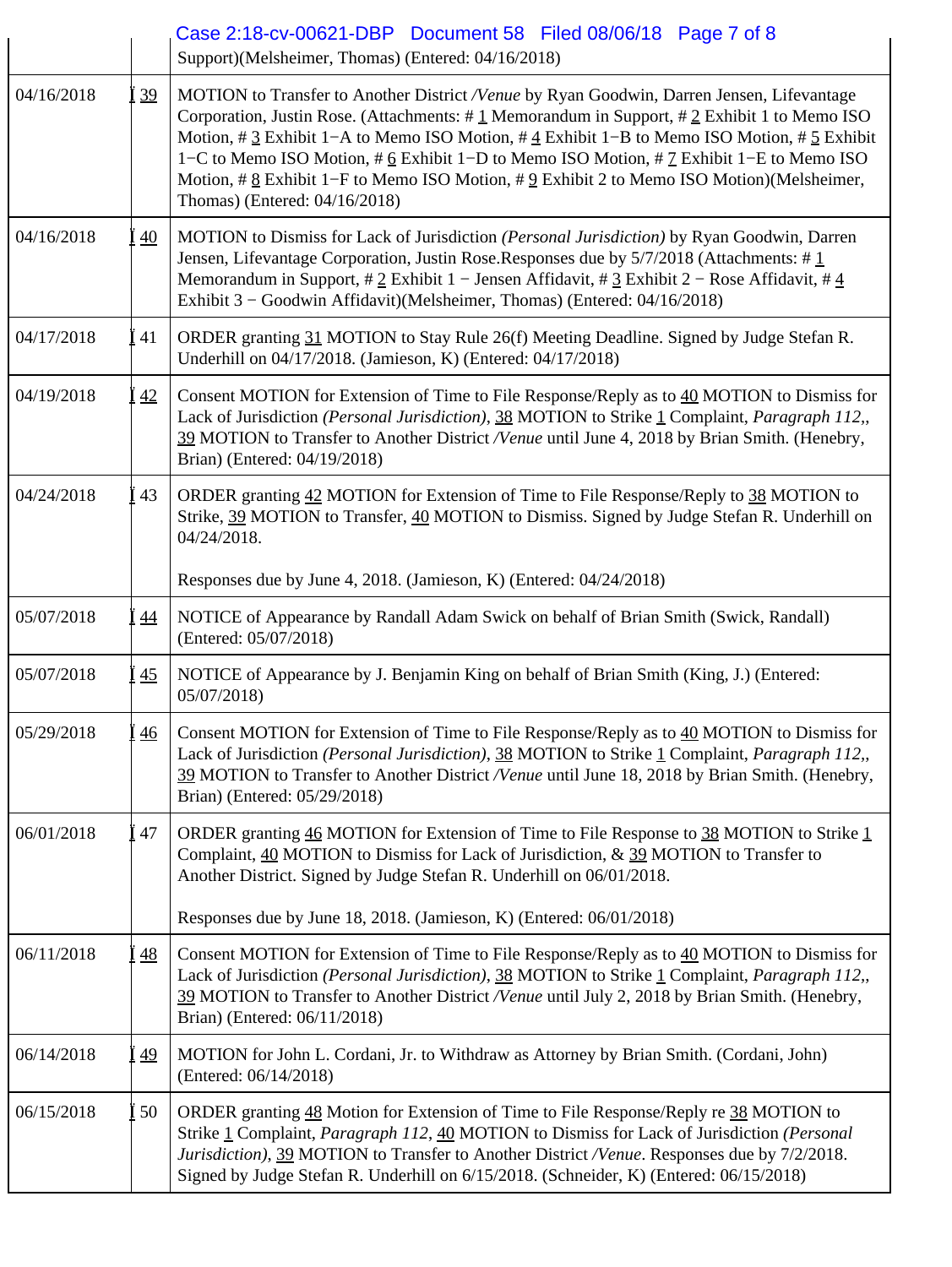| | | Support)(Melsheimer, Thomas) (Entered: 04/16/2018) |
|---|---|---|
| 04/16/2018 | 39 | MOTION to Transfer to Another District */Venue* by Ryan Goodwin, Darren Jensen, Lifevantage Corporation, Justin Rose. (Attachments: # 1 Memorandum in Support, # 2 Exhibit 1 to Memo ISO Motion, # 3 Exhibit 1−A to Memo ISO Motion, # 4 Exhibit 1−B to Memo ISO Motion, # 5 Exhibit 1−C to Memo ISO Motion, # 6 Exhibit 1−D to Memo ISO Motion, # 7 Exhibit 1−E to Memo ISO Motion, # 8 Exhibit 1−F to Memo ISO Motion, # 9 Exhibit 2 to Memo ISO Motion)(Melsheimer, Thomas) (Entered: 04/16/2018) |
| 04/16/2018 | 40 | MOTION to Dismiss for Lack of Jurisdiction *(Personal Jurisdiction)* by Ryan Goodwin, Darren Jensen, Lifevantage Corporation, Justin Rose.Responses due by 5/7/2018 (Attachments: # 1 Memorandum in Support, # 2 Exhibit 1 − Jensen Affidavit, # 3 Exhibit 2 − Rose Affidavit, # 4 Exhibit 3 − Goodwin Affidavit)(Melsheimer, Thomas) (Entered: 04/16/2018) |
| 04/17/2018 | 41 | ORDER granting 31 MOTION to Stay Rule 26(f) Meeting Deadline. Signed by Judge Stefan R. Underhill on 04/17/2018. (Jamieson, K) (Entered: 04/17/2018) |
| 04/19/2018 | 42 | Consent MOTION for Extension of Time to File Response/Reply as to 40 MOTION to Dismiss for Lack of Jurisdiction *(Personal Jurisdiction)*, 38 MOTION to Strike 1 Complaint, *Paragraph 112,*, 39 MOTION to Transfer to Another District */Venue* until June 4, 2018 by Brian Smith. (Henebry, Brian) (Entered: 04/19/2018) |
| 04/24/2018 | 43 | ORDER granting 42 MOTION for Extension of Time to File Response/Reply to 38 MOTION to Strike, 39 MOTION to Transfer, 40 MOTION to Dismiss. Signed by Judge Stefan R. Underhill on 04/24/2018.<br><br>Responses due by June 4, 2018. (Jamieson, K) (Entered: 04/24/2018) |
| 05/07/2018 | 44 | NOTICE of Appearance by Randall Adam Swick on behalf of Brian Smith (Swick, Randall) (Entered: 05/07/2018) |
| 05/07/2018 | 45 | NOTICE of Appearance by J. Benjamin King on behalf of Brian Smith (King, J.) (Entered: 05/07/2018) |
| 05/29/2018 | 46 | Consent MOTION for Extension of Time to File Response/Reply as to 40 MOTION to Dismiss for Lack of Jurisdiction *(Personal Jurisdiction)*, 38 MOTION to Strike 1 Complaint, *Paragraph 112,*, 39 MOTION to Transfer to Another District */Venue* until June 18, 2018 by Brian Smith. (Henebry, Brian) (Entered: 05/29/2018) |
| 06/01/2018 | 47 | ORDER granting 46 MOTION for Extension of Time to File Response to 38 MOTION to Strike 1 Complaint, 40 MOTION to Dismiss for Lack of Jurisdiction, & 39 MOTION to Transfer to Another District. Signed by Judge Stefan R. Underhill on 06/01/2018.<br><br>Responses due by June 18, 2018. (Jamieson, K) (Entered: 06/01/2018) |
| 06/11/2018 | 48 | Consent MOTION for Extension of Time to File Response/Reply as to 40 MOTION to Dismiss for Lack of Jurisdiction *(Personal Jurisdiction)*, 38 MOTION to Strike 1 Complaint, *Paragraph 112,*, 39 MOTION to Transfer to Another District */Venue* until July 2, 2018 by Brian Smith. (Henebry, Brian) (Entered: 06/11/2018) |
| 06/14/2018 | 49 | MOTION for John L. Cordani, Jr. to Withdraw as Attorney by Brian Smith. (Cordani, John) (Entered: 06/14/2018) |
| 06/15/2018 | 50 | ORDER granting 48 Motion for Extension of Time to File Response/Reply re 38 MOTION to Strike 1 Complaint, *Paragraph 112*, 40 MOTION to Dismiss for Lack of Jurisdiction *(Personal Jurisdiction)*, 39 MOTION to Transfer to Another District */Venue*. Responses due by 7/2/2018. Signed by Judge Stefan R. Underhill on 6/15/2018. (Schneider, K) (Entered: 06/15/2018) |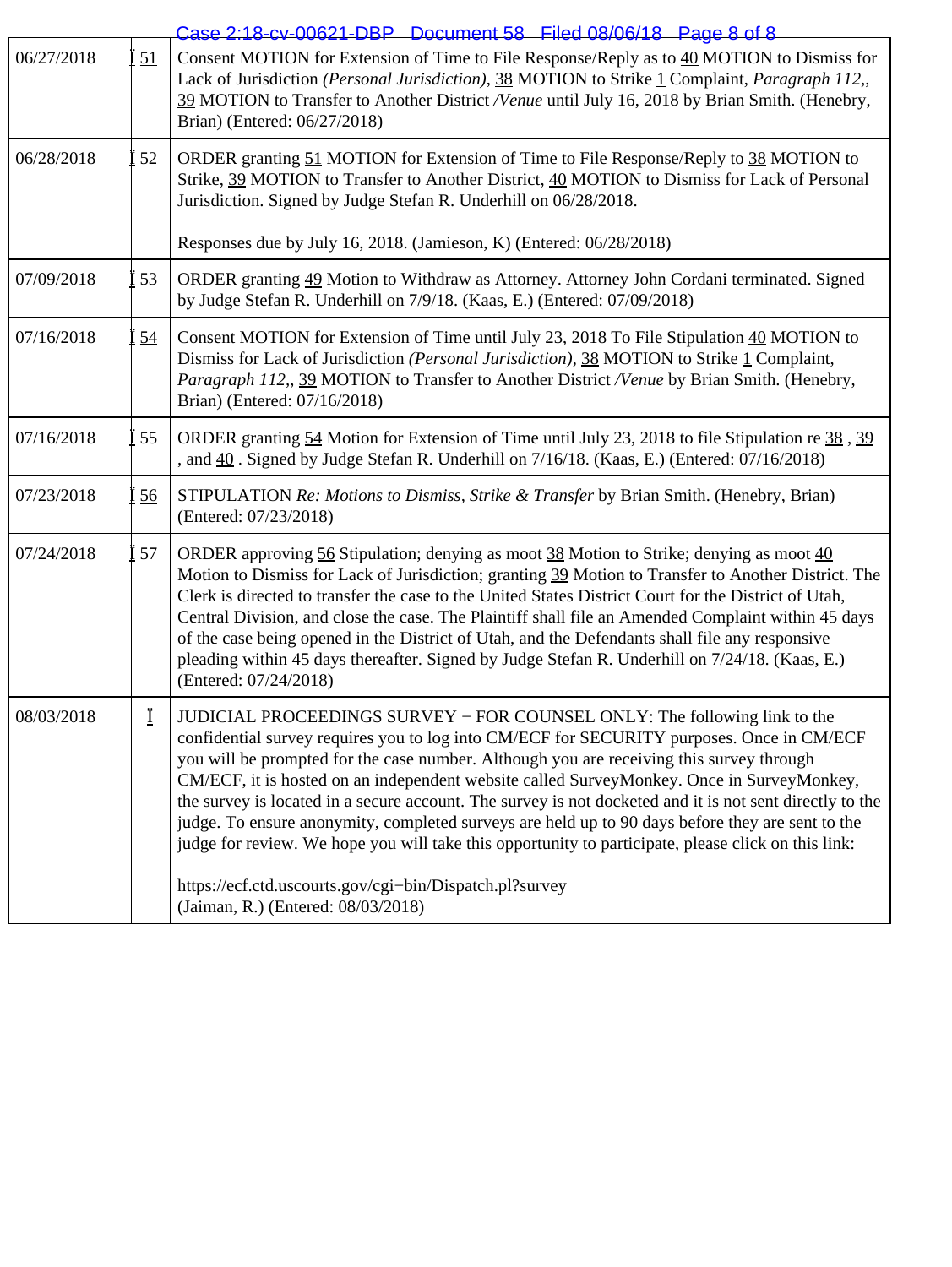| | | |
|---|---|---|
| 06/27/2018 | 51 | Consent MOTION for Extension of Time to File Response/Reply as to 40 MOTION to Dismiss for Lack of Jurisdiction *(Personal Jurisdiction)*, 38 MOTION to Strike 1 Complaint, *Paragraph 112,*, 39 MOTION to Transfer to Another District */Venue* until July 16, 2018 by Brian Smith. (Henebry, Brian) (Entered: 06/27/2018) |
| 06/28/2018 | 52 | ORDER granting 51 MOTION for Extension of Time to File Response/Reply to 38 MOTION to Strike, 39 MOTION to Transfer to Another District, 40 MOTION to Dismiss for Lack of Personal Jurisdiction. Signed by Judge Stefan R. Underhill on 06/28/2018. Responses due by July 16, 2018. (Jamieson, K) (Entered: 06/28/2018) |
| 07/09/2018 | 53 | ORDER granting 49 Motion to Withdraw as Attorney. Attorney John Cordani terminated. Signed by Judge Stefan R. Underhill on 7/9/18. (Kaas, E.) (Entered: 07/09/2018) |
| 07/16/2018 | 54 | Consent MOTION for Extension of Time until July 23, 2018 To File Stipulation 40 MOTION to Dismiss for Lack of Jurisdiction *(Personal Jurisdiction)*, 38 MOTION to Strike 1 Complaint, *Paragraph 112,*, 39 MOTION to Transfer to Another District */Venue* by Brian Smith. (Henebry, Brian) (Entered: 07/16/2018) |
| 07/16/2018 | 55 | ORDER granting 54 Motion for Extension of Time until July 23, 2018 to file Stipulation re 38 , 39 , and 40 . Signed by Judge Stefan R. Underhill on 7/16/18. (Kaas, E.) (Entered: 07/16/2018) |
| 07/23/2018 | 56 | STIPULATION *Re: Motions to Dismiss, Strike & Transfer* by Brian Smith. (Henebry, Brian) (Entered: 07/23/2018) |
| 07/24/2018 | 57 | ORDER approving 56 Stipulation; denying as moot 38 Motion to Strike; denying as moot 40 Motion to Dismiss for Lack of Jurisdiction; granting 39 Motion to Transfer to Another District. The Clerk is directed to transfer the case to the United States District Court for the District of Utah, Central Division, and close the case. The Plaintiff shall file an Amended Complaint within 45 days of the case being opened in the District of Utah, and the Defendants shall file any responsive pleading within 45 days thereafter. Signed by Judge Stefan R. Underhill on 7/24/18. (Kaas, E.) (Entered: 07/24/2018) |
| 08/03/2018 | | JUDICIAL PROCEEDINGS SURVEY − FOR COUNSEL ONLY: The following link to the confidential survey requires you to log into CM/ECF for SECURITY purposes. Once in CM/ECF you will be prompted for the case number. Although you are receiving this survey through CM/ECF, it is hosted on an independent website called SurveyMonkey. Once in SurveyMonkey, the survey is located in a secure account. The survey is not docketed and it is not sent directly to the judge. To ensure anonymity, completed surveys are held up to 90 days before they are sent to the judge for review. We hope you will take this opportunity to participate, please click on this link: https://ecf.ctd.uscourts.gov/cgi−bin/Dispatch.pl?survey (Jaiman, R.) (Entered: 08/03/2018) |